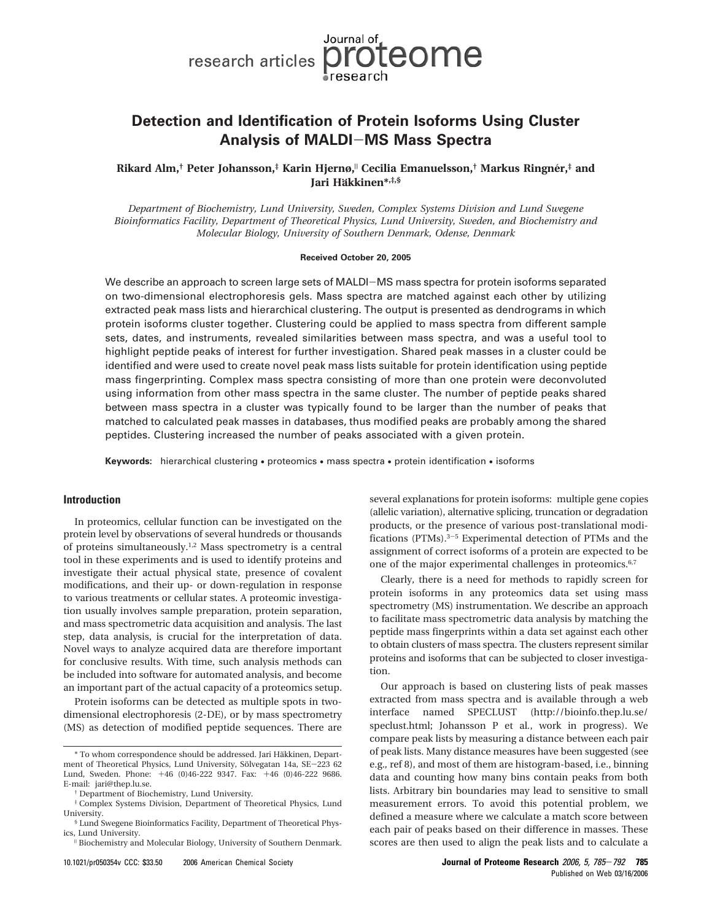# Detection and Identification of Protein Isoforms Using Cluster Analysis of MALDI−MS Mass Spectra

**Rikard Alm,[†] Peter Johansson,[‡] Karin Hjernø,[||] Cecilia Emanuelsson,[†] Markus Ringnér,[‡] and Jari Häkkinen*,[‡,§]**

*Department of Biochemistry, Lund University, Sweden, Complex Systems Division and Lund Swegene Bioinformatics Facility, Department of Theoretical Physics, Lund University, Sweden, and Biochemistry and Molecular Biology, University of Southern Denmark, Odense, Denmark*

**Received October 20, 2005**

We describe an approach to screen large sets of MALDI−MS mass spectra for protein isoforms separated on two-dimensional electrophoresis gels. Mass spectra are matched against each other by utilizing extracted peak mass lists and hierarchical clustering. The output is presented as dendrograms in which protein isoforms cluster together. Clustering could be applied to mass spectra from different sample sets, dates, and instruments, revealed similarities between mass spectra, and was a useful tool to highlight peptide peaks of interest for further investigation. Shared peak masses in a cluster could be identified and were used to create novel peak mass lists suitable for protein identification using peptide mass fingerprinting. Complex mass spectra consisting of more than one protein were deconvoluted using information from other mass spectra in the same cluster. The number of peptide peaks shared between mass spectra in a cluster was typically found to be larger than the number of peaks that matched to calculated peak masses in databases, thus modified peaks are probably among the shared peptides. Clustering increased the number of peaks associated with a given protein.

**Keywords:** hierarchical clustering • proteomics • mass spectra • protein identification • isoforms

## Introduction

In proteomics, cellular function can be investigated on the protein level by observations of several hundreds or thousands of proteins simultaneously.[1,2] Mass spectrometry is a central tool in these experiments and is used to identify proteins and investigate their actual physical state, presence of covalent modifications, and their up- or down-regulation in response to various treatments or cellular states. A proteomic investigation usually involves sample preparation, protein separation, and mass spectrometric data acquisition and analysis. The last step, data analysis, is crucial for the interpretation of data. Novel ways to analyze acquired data are therefore important for conclusive results. With time, such analysis methods can be included into software for automated analysis, and become an important part of the actual capacity of a proteomics setup.

Protein isoforms can be detected as multiple spots in two-dimensional electrophoresis (2-DE), or by mass spectrometry (MS) as detection of modified peptide sequences. There are several explanations for protein isoforms: multiple gene copies (allelic variation), alternative splicing, truncation or degradation products, or the presence of various post-translational modifications (PTMs).[3−5] Experimental detection of PTMs and the assignment of correct isoforms of a protein are expected to be one of the major experimental challenges in proteomics.[6,7]

Clearly, there is a need for methods to rapidly screen for protein isoforms in any proteomics data set using mass spectrometry (MS) instrumentation. We describe an approach to facilitate mass spectrometric data analysis by matching the peptide mass fingerprints within a data set against each other to obtain clusters of mass spectra. The clusters represent similar proteins and isoforms that can be subjected to closer investigation.

Our approach is based on clustering lists of peak masses extracted from mass spectra and is available through a web interface named SPECLUST (http://bioinfo.thep.lu.se/speclust.html; Johansson P et al., work in progress). We compare peak lists by measuring a distance between each pair of peak lists. Many distance measures have been suggested (see e.g., ref 8), and most of them are histogram-based, i.e., binning data and counting how many bins contain peaks from both lists. Arbitrary bin boundaries may lead to sensitive to small measurement errors. To avoid this potential problem, we defined a measure where we calculate a match score between each pair of peaks based on their difference in masses. These scores are then used to align the peak lists and to calculate a

\* To whom correspondence should be addressed. Jari Häkkinen, Department of Theoretical Physics, Lund University, Sölvegatan 14a, SE−223 62 Lund, Sweden. Phone: +46 (0)46-222 9347. Fax: +46 (0)46-222 9686. E-mail: jari@thep.lu.se.

† Department of Biochemistry, Lund University.

‡ Complex Systems Division, Department of Theoretical Physics, Lund University.

§ Lund Swegene Bioinformatics Facility, Department of Theoretical Physics, Lund University.

|| Biochemistry and Molecular Biology, University of Southern Denmark.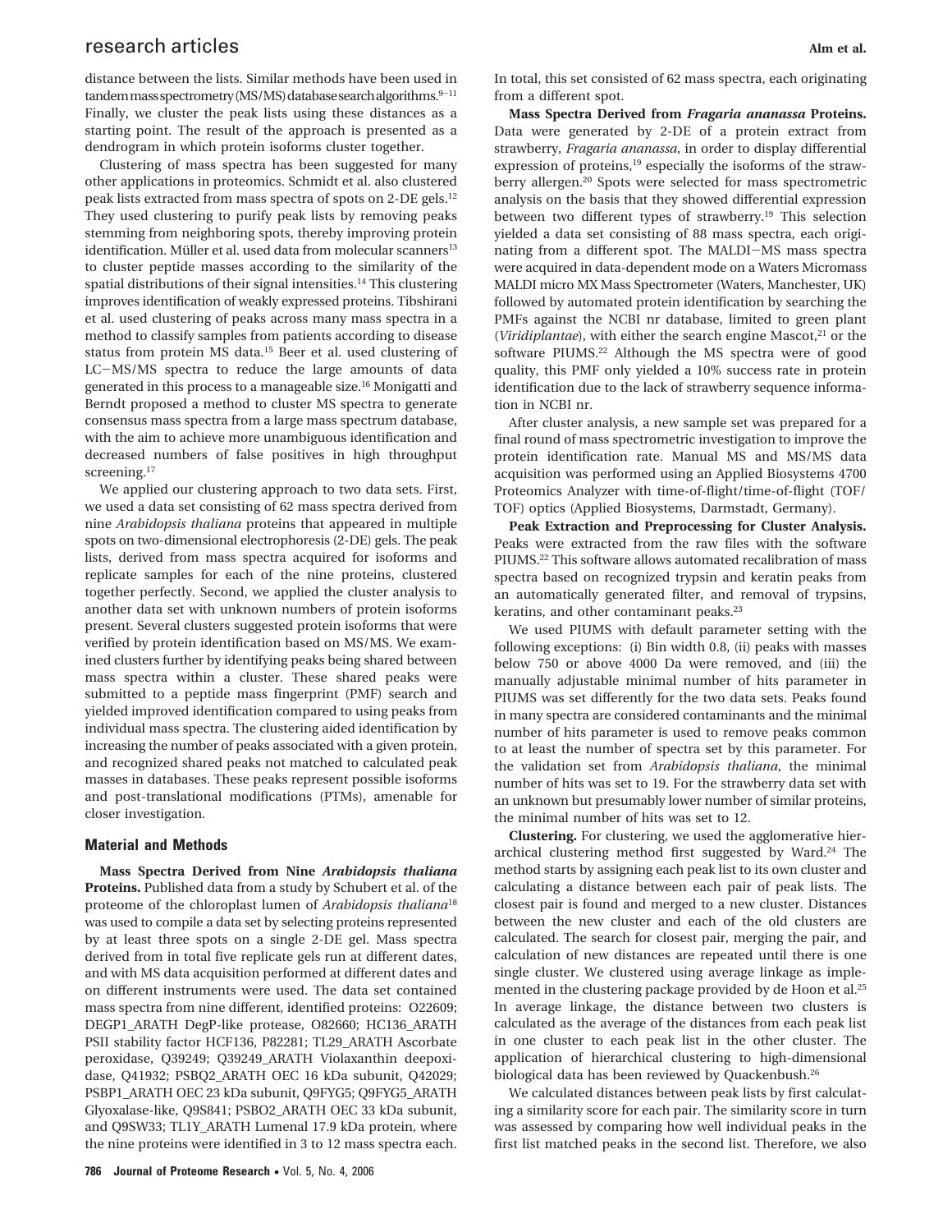distance between the lists. Similar methods have been used in tandem mass spectrometry (MS/MS) database search algorithms.[9–11] Finally, we cluster the peak lists using these distances as a starting point. The result of the approach is presented as a dendrogram in which protein isoforms cluster together.

Clustering of mass spectra has been suggested for many other applications in proteomics. Schmidt et al. also clustered peak lists extracted from mass spectra of spots on 2-DE gels.[12] They used clustering to purify peak lists by removing peaks stemming from neighboring spots, thereby improving protein identification. Müller et al. used data from molecular scanners[13] to cluster peptide masses according to the similarity of the spatial distributions of their signal intensities.[14] This clustering improves identification of weakly expressed proteins. Tibshirani et al. used clustering of peaks across many mass spectra in a method to classify samples from patients according to disease status from protein MS data.[15] Beer et al. used clustering of LC–MS/MS spectra to reduce the large amounts of data generated in this process to a manageable size.[16] Monigatti and Berndt proposed a method to cluster MS spectra to generate consensus mass spectra from a large mass spectrum database, with the aim to achieve more unambiguous identification and decreased numbers of false positives in high throughput screening.[17]

We applied our clustering approach to two data sets. First, we used a data set consisting of 62 mass spectra derived from nine *Arabidopsis thaliana* proteins that appeared in multiple spots on two-dimensional electrophoresis (2-DE) gels. The peak lists, derived from mass spectra acquired for isoforms and replicate samples for each of the nine proteins, clustered together perfectly. Second, we applied the cluster analysis to another data set with unknown numbers of protein isoforms present. Several clusters suggested protein isoforms that were verified by protein identification based on MS/MS. We examined clusters further by identifying peaks being shared between mass spectra within a cluster. These shared peaks were submitted to a peptide mass fingerprint (PMF) search and yielded improved identification compared to using peaks from individual mass spectra. The clustering aided identification by increasing the number of peaks associated with a given protein, and recognized shared peaks not matched to calculated peak masses in databases. These peaks represent possible isoforms and post-translational modifications (PTMs), amenable for closer investigation.

## Material and Methods

**Mass Spectra Derived from Nine *Arabidopsis thaliana* Proteins.** Published data from a study by Schubert et al. of the proteome of the chloroplast lumen of *Arabidopsis thaliana*[18] was used to compile a data set by selecting proteins represented by at least three spots on a single 2-DE gel. Mass spectra derived from in total five replicate gels run at different dates, and with MS data acquisition performed at different dates and on different instruments were used. The data set contained mass spectra from nine different, identified proteins: O22609; DEGP1_ARATH DegP-like protease, O82660; HC136_ARATH PSII stability factor HCF136, P82281; TL29_ARATH Ascorbate peroxidase, Q39249; Q39249_ARATH Violaxanthin deepoxidase, Q41932; PSBQ2_ARATH OEC 16 kDa subunit, Q42029; PSBP1_ARATH OEC 23 kDa subunit, Q9FYG5; Q9FYG5_ARATH Glyoxalase-like, Q9S841; PSBO2_ARATH OEC 33 kDa subunit, and Q9SW33; TL1Y_ARATH Lumenal 17.9 kDa protein, where the nine proteins were identified in 3 to 12 mass spectra each. In total, this set consisted of 62 mass spectra, each originating from a different spot.

**Mass Spectra Derived from *Fragaria ananassa* Proteins.** Data were generated by 2-DE of a protein extract from strawberry, *Fragaria ananassa*, in order to display differential expression of proteins,[19] especially the isoforms of the strawberry allergen.[20] Spots were selected for mass spectrometric analysis on the basis that they showed differential expression between two different types of strawberry.[19] This selection yielded a data set consisting of 88 mass spectra, each originating from a different spot. The MALDI–MS mass spectra were acquired in data-dependent mode on a Waters Micromass MALDI micro MX Mass Spectrometer (Waters, Manchester, UK) followed by automated protein identification by searching the PMFs against the NCBI nr database, limited to green plant (*Viridiplantae*), with either the search engine Mascot,[21] or the software PIUMS.[22] Although the MS spectra were of good quality, this PMF only yielded a 10% success rate in protein identification due to the lack of strawberry sequence information in NCBI nr.

After cluster analysis, a new sample set was prepared for a final round of mass spectrometric investigation to improve the protein identification rate. Manual MS and MS/MS data acquisition was performed using an Applied Biosystems 4700 Proteomics Analyzer with time-of-flight/time-of-flight (TOF/TOF) optics (Applied Biosystems, Darmstadt, Germany).

**Peak Extraction and Preprocessing for Cluster Analysis.** Peaks were extracted from the raw files with the software PIUMS.[22] This software allows automated recalibration of mass spectra based on recognized trypsin and keratin peaks from an automatically generated filter, and removal of trypsins, keratins, and other contaminant peaks.[23]

We used PIUMS with default parameter setting with the following exceptions: (i) Bin width 0.8, (ii) peaks with masses below 750 or above 4000 Da were removed, and (iii) the manually adjustable minimal number of hits parameter in PIUMS was set differently for the two data sets. Peaks found in many spectra are considered contaminants and the minimal number of hits parameter is used to remove peaks common to at least the number of spectra set by this parameter. For the validation set from *Arabidopsis thaliana*, the minimal number of hits was set to 19. For the strawberry data set with an unknown but presumably lower number of similar proteins, the minimal number of hits was set to 12.

**Clustering.** For clustering, we used the agglomerative hierarchical clustering method first suggested by Ward.[24] The method starts by assigning each peak list to its own cluster and calculating a distance between each pair of peak lists. The closest pair is found and merged to a new cluster. Distances between the new cluster and each of the old clusters are calculated. The search for closest pair, merging the pair, and calculation of new distances are repeated until there is one single cluster. We clustered using average linkage as implemented in the clustering package provided by de Hoon et al.[25] In average linkage, the distance between two clusters is calculated as the average of the distances from each peak list in one cluster to each peak list in the other cluster. The application of hierarchical clustering to high-dimensional biological data has been reviewed by Quackenbush.[26]

We calculated distances between peak lists by first calculating a similarity score for each pair. The similarity score in turn was assessed by comparing how well individual peaks in the first list matched peaks in the second list. Therefore, we also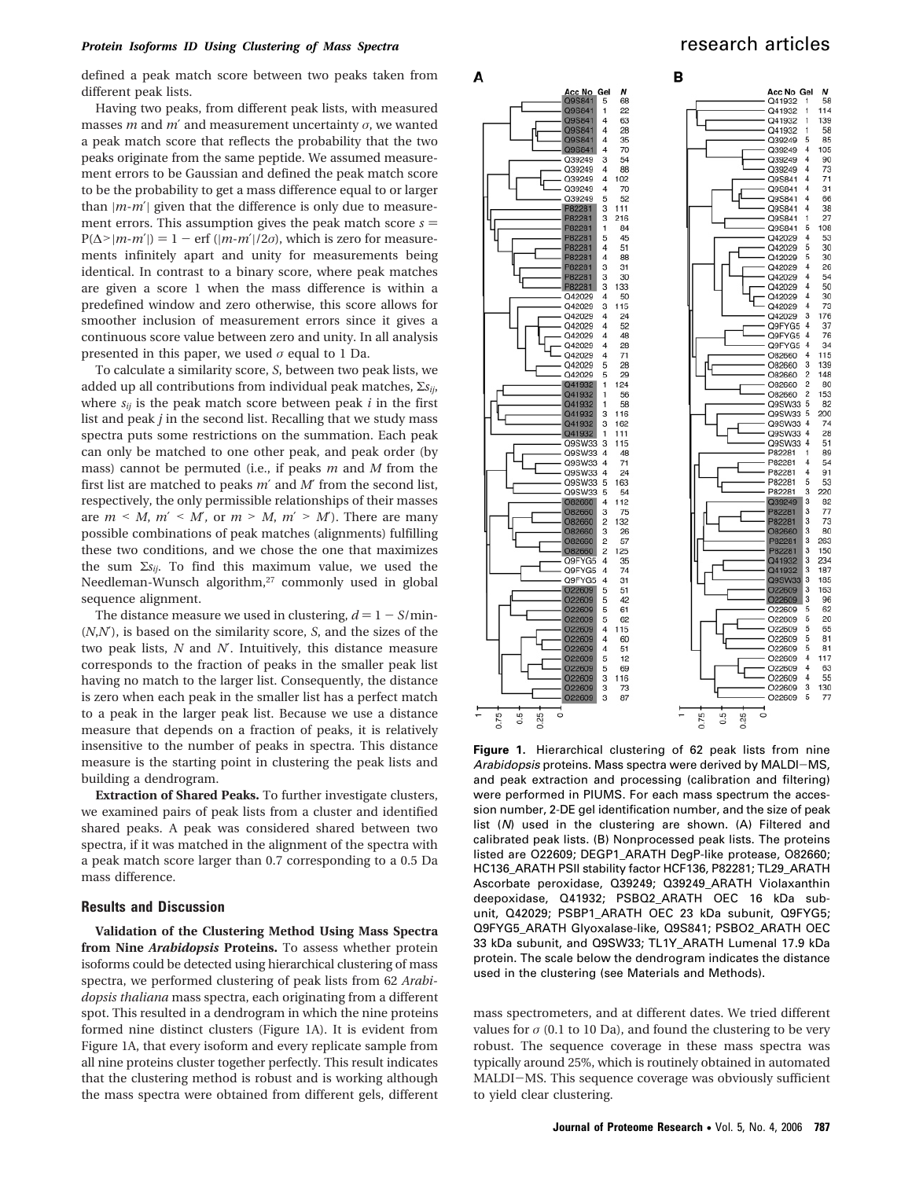defined a peak match score between two peaks taken from different peak lists.

Having two peaks, from different peak lists, with measured masses $m$ and $m'$ and measurement uncertainty $\sigma$, we wanted a peak match score that reflects the probability that the two peaks originate from the same peptide. We assumed measurement errors to be Gaussian and defined the peak match score to be the probability to get a mass difference equal to or larger than $|m\text{-}m'|$ given that the difference is only due to measurement errors. This assumption gives the peak match score $s = P(\Delta > |m\text{-}m'|) = 1 - \text{erf}(|m\text{-}m'|/2\sigma)$, which is zero for measurements infinitely apart and unity for measurements being identical. In contrast to a binary score, where peak matches are given a score 1 when the mass difference is within a predefined window and zero otherwise, this score allows for smoother inclusion of measurement errors since it gives a continuous score value between zero and unity. In all analysis presented in this paper, we used $\sigma$ equal to 1 Da.

To calculate a similarity score, $S$, between two peak lists, we added up all contributions from individual peak matches, $\Sigma s_{ij}$, where $s_{ij}$ is the peak match score between peak $i$ in the first list and peak $j$ in the second list. Recalling that we study mass spectra puts some restrictions on the summation. Each peak can only be matched to one other peak, and peak order (by mass) cannot be permuted (i.e., if peaks $m$ and $M$ from the first list are matched to peaks $m'$ and $M'$ from the second list, respectively, the only permissible relationships of their masses are $m < M$, $m' < M'$, or $m > M$, $m' > M'$). There are many possible combinations of peak matches (alignments) fulfilling these two conditions, and we chose the one that maximizes the sum $\Sigma s_{ij}$. To find this maximum value, we used the Needleman-Wunsch algorithm,[27] commonly used in global sequence alignment.

The distance measure we used in clustering, $d = 1 - S/\min(N,N')$, is based on the similarity score, $S$, and the sizes of the two peak lists, $N$ and $N'$. Intuitively, this distance measure corresponds to the fraction of peaks in the smaller peak list having no match to the larger list. Consequently, the distance is zero when each peak in the smaller list has a perfect match to a peak in the larger peak list. Because we use a distance measure that depends on a fraction of peaks, it is relatively insensitive to the number of peaks in spectra. This distance measure is the starting point in clustering the peak lists and building a dendrogram.

**Extraction of Shared Peaks.** To further investigate clusters, we examined pairs of peak lists from a cluster and identified shared peaks. A peak was considered shared between two spectra, if it was matched in the alignment of the spectra with a peak match score larger than 0.7 corresponding to a 0.5 Da mass difference.

## Results and Discussion

**Validation of the Clustering Method Using Mass Spectra from Nine *Arabidopsis* Proteins.** To assess whether protein isoforms could be detected using hierarchical clustering of mass spectra, we performed clustering of peak lists from 62 *Arabidopsis thaliana* mass spectra, each originating from a different spot. This resulted in a dendrogram in which the nine proteins formed nine distinct clusters (Figure 1A). It is evident from Figure 1A, that every isoform and every replicate sample from all nine proteins cluster together perfectly. This result indicates that the clustering method is robust and is working although the mass spectra were obtained from different gels, different mass spectrometers, and at different dates. We tried different values for $\sigma$ (0.1 to 10 Da), and found the clustering to be very robust. The sequence coverage in these mass spectra was typically around 25%, which is routinely obtained in automated MALDI−MS. This sequence coverage was obviously sufficient to yield clear clustering.

A

Acc No Gel N

Q9S841 5 68
Q9S841 1 22
Q9S841 4 63
Q9S841 4 28
Q9S841 4 35
Q9S841 4 70
Q39249 3 54
Q39249 4 88
Q39249 4 102
Q39249 4 70
Q39249 5 52
P82281 3 111
P82281 3 216
P82281 1 84
P82281 5 45
P82281 4 51
P82281 4 88
P82281 3 31
P82281 3 30
P82281 3 133
Q42029 4 50
Q42029 3 115
Q42029 4 24
Q42029 4 52
Q42029 4 48
Q42029 4 28
Q42029 4 71
Q42029 5 28
Q42029 5 29
Q41932 1 124
Q41932 1 56
Q41932 1 58
Q41932 3 116
Q41932 3 162
Q41932 1 111
Q9SW33 3 115
Q9SW33 4 48
Q9SW33 4 71
Q9SW33 4 24
Q9SW33 5 163
Q9SW33 5 54
O82660 4 112
O82660 3 75
O82660 2 132
O82660 3 26
O82660 2 57
O82660 2 125
Q9FYG5 4 35
Q9FYG5 4 74
Q9FYG5 4 31
O22609 5 51
O22609 5 42
O22609 5 61
O22609 5 62
O22609 4 115
O22609 4 60
O22609 4 51
O22609 5 12
O22609 5 69
O22609 3 116
O22609 3 73
O22609 3 87

1 0.75 0.5 0.25 0

B

Acc No Gel N

Q41932 1 58
Q41932 1 114
Q41932 1 139
Q41932 1 58
Q39249 5 85
Q39249 4 105
Q39249 4 90
Q39249 4 73
Q9S841 4 71
Q9S841 4 31
Q9S841 4 66
Q9S841 4 38
Q9S841 1 27
Q9S841 5 108
Q42029 4 53
Q42029 5 30
Q42029 5 30
Q42029 4 26
Q42029 4 54
Q42029 4 50
Q42029 4 30
Q42029 4 73
Q42029 3 176
Q9FYG5 4 37
Q9FYG5 4 76
Q9FYG5 4 34
O82660 4 115
O82660 3 139
O82660 2 148
O82660 2 80
O82660 2 153
Q9SW33 5 82
Q9SW33 5 200
Q9SW33 4 74
Q9SW33 4 28
Q9SW33 4 51
P82281 1 89
P82281 4 54
P82281 4 91
P82281 5 53
P82281 3 220
Q39249 3 82
P82281 3 77
P82281 3 73
O82660 3 80
P82281 3 263
P82281 3 150
Q41932 3 234
Q41932 3 187
Q9SW33 3 185
O22609 3 153
O22609 3 96
O22609 5 62
O22609 5 20
O22609 5 65
O22609 5 81
O22609 5 81
O22609 4 117
O22609 4 63
O22609 4 55
O22609 3 130
O22609 5 77

1 0.75 0.5 0.25 0

**Figure 1.** Hierarchical clustering of 62 peak lists from nine *Arabidopsis* proteins. Mass spectra were derived by MALDI−MS, and peak extraction and processing (calibration and filtering) were performed in PIUMS. For each mass spectrum the accession number, 2-DE gel identification number, and the size of peak list ($N$) used in the clustering are shown. (A) Filtered and calibrated peak lists. (B) Nonprocessed peak lists. The proteins listed are O22609; DEGP1_ARATH DegP-like protease, O82660; HC136_ARATH PSII stability factor HCF136, P82281; TL29_ARATH Ascorbate peroxidase, Q39249; Q39249_ARATH Violaxanthin deepoxidase, Q41932; PSBQ2_ARATH OEC 16 kDa subunit, Q42029; PSBP1_ARATH OEC 23 kDa subunit, Q9FYG5; Q9FYG5_ARATH Glyoxalase-like, Q9S841; PSBO2_ARATH OEC 33 kDa subunit, and Q9SW33; TL1Y_ARATH Lumenal 17.9 kDa protein. The scale below the dendrogram indicates the distance used in the clustering (see Materials and Methods).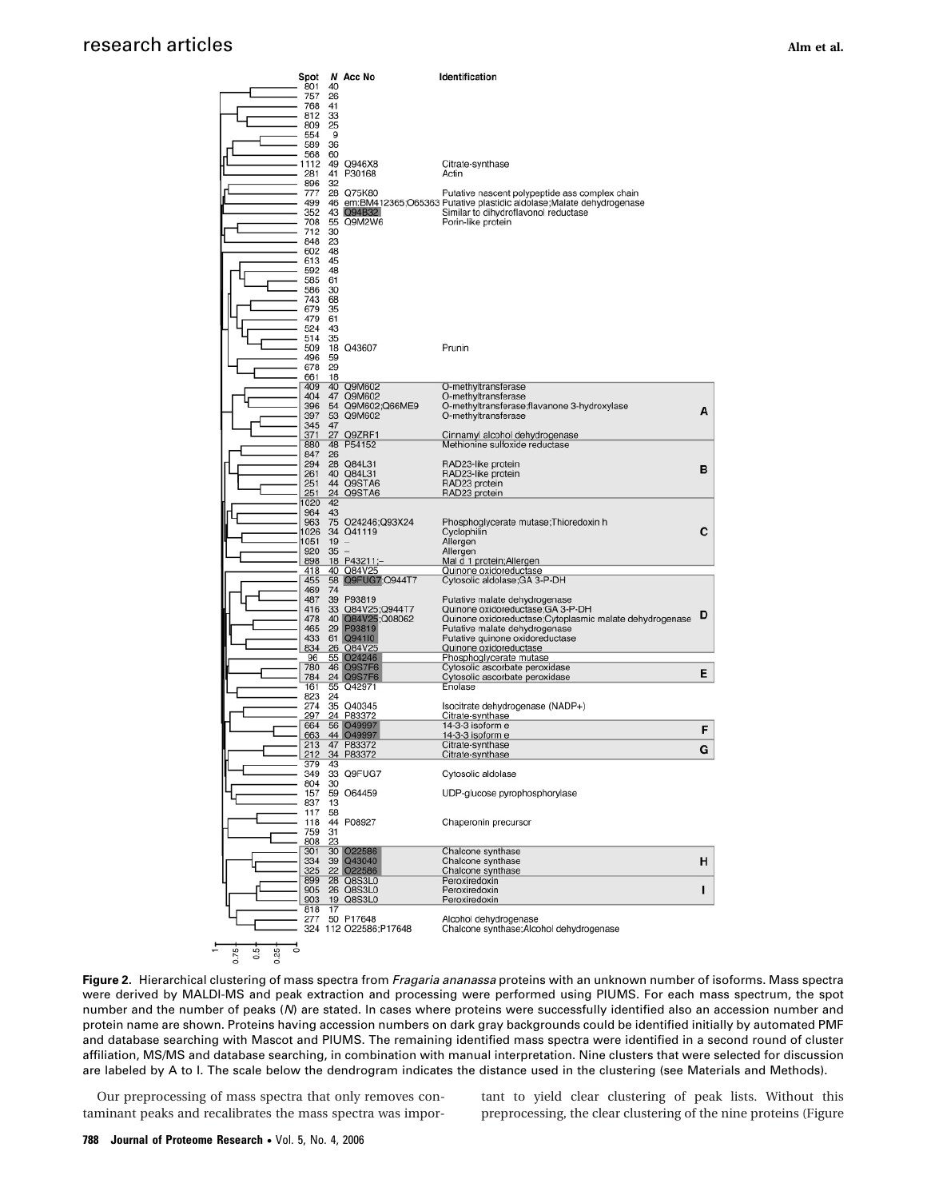| Spot | *N* | Acc No | Identification | Cluster |
|---|---|---|---|---|
| 801 | 40 | | | |
| 757 | 26 | | | |
| 768 | 41 | | | |
| 812 | 33 | | | |
| 809 | 25 | | | |
| 554 | 9 | | | |
| 589 | 36 | | | |
| 568 | 60 | | | |
| 1112 | 49 | Q946X8 | Citrate-synthase | |
| 281 | 41 | P30168 | Actin | |
| 896 | 32 | | | |
| 777 | 28 | Q75K80 | Putative nascent polypeptide ass complex chain | |
| 499 | 46 | em:BM412365;O65363 | Putative plastidic aldolase;Malate dehydrogenase | |
| 352 | 43 | Q94B32 | Similar to dihydroflavonol reductase | |
| 708 | 55 | Q9M2W6 | Porin-like protein | |
| 712 | 30 | | | |
| 848 | 23 | | | |
| 602 | 48 | | | |
| 613 | 45 | | | |
| 592 | 48 | | | |
| 585 | 61 | | | |
| 586 | 30 | | | |
| 743 | 68 | | | |
| 679 | 35 | | | |
| 479 | 61 | | | |
| 524 | 43 | | | |
| 514 | 35 | | | |
| 509 | 18 | Q43607 | Prunin | |
| 496 | 59 | | | |
| 678 | 29 | | | |
| 661 | 18 | | | |
| 409 | 40 | Q9M602 | O-methyltransferase | A |
| 404 | 47 | Q9M602 | O-methyltransferase | A |
| 396 | 54 | Q9M602;Q66ME9 | O-methyltransferase;flavanone 3-hydroxylase | A |
| 397 | 53 | Q9M602 | O-methyltransferase | A |
| 345 | 47 | | | A |
| 371 | 27 | Q9ZRF1 | Cinnamyl alcohol dehydrogenase | A |
| 880 | 48 | P54152 | Methionine sulfoxide reductase | B |
| 847 | 26 | | | B |
| 294 | 28 | Q84L31 | RAD23-like protein | B |
| 261 | 40 | Q84L31 | RAD23-like protein | B |
| 251 | 44 | Q9STA6 | RAD23 protein | B |
| 251 | 24 | Q9STA6 | RAD23 protein | B |
| 1020 | 42 | | | C |
| 964 | 43 | | | C |
| 963 | 75 | O24246;Q93X24 | Phosphoglycerate mutase;Thioredoxin h | C |
| 1026 | 34 | O41119 | Cyclophilin | C |
| 1051 | 19 | – | Allergen | C |
| 920 | 35 | – | Allergen | C |
| 898 | 18 | P43211;– | Mal d 1 protein;Allergen | C |
| 418 | 40 | Q84V25 | Quinone oxidoreductase | |
| 455 | 58 | Q9FUG7;Q944T7 | Cytosolic aldolase;GA 3-P-DH | D |
| 469 | 74 | | | D |
| 487 | 39 | P93819 | Putative malate dehydrogenase | D |
| 416 | 33 | Q84V25;Q944T7 | Quinone oxidoreductase;GA 3-P-DH | D |
| 478 | 40 | Q84V25;Q08062 | Quinone oxidoreductase;Cytoplasmic malate dehydrogenase | D |
| 465 | 29 | P93819 | Putative malate dehydrogenase | D |
| 433 | 61 | Q944I0 | Putative quinone oxidoreductase | D |
| 834 | 26 | Q84V25 | Quinone oxidoreductase | D |
| 96 | 55 | O24246 | Phosphoglycerate mutase | |
| 780 | 46 | Q9S7F6 | Cytosolic ascorbate peroxidase | E |
| 784 | 24 | Q9S7F6 | Cytosolic ascorbate peroxidase | E |
| 161 | 55 | Q42971 | Enolase | |
| 823 | 24 | | | |
| 274 | 35 | Q40345 | Isocitrate dehydrogenase (NADP+) | |
| 297 | 24 | P83372 | Citrate-synthase | |
| 664 | 56 | O49997 | 14-3-3 isoform e | F |
| 663 | 44 | O49997 | 14-3-3 isoform e | F |
| 213 | 47 | P83372 | Citrate-synthase | G |
| 212 | 34 | P83372 | Citrate-synthase | G |
| 379 | 43 | | | |
| 349 | 33 | Q9FUG7 | Cytosolic aldolase | |
| 804 | 30 | | | |
| 157 | 59 | O64459 | UDP-glucose pyrophosphorylase | |
| 837 | 13 | | | |
| 117 | 58 | | | |
| 118 | 44 | P08927 | Chaperonin precursor | |
| 759 | 31 | | | |
| 808 | 23 | | | |
| 301 | 30 | O22586 | Chalcone synthase | H |
| 334 | 39 | Q43040 | Chalcone synthase | H |
| 325 | 22 | O22586 | Chalcone synthase | H |
| 899 | 28 | Q8S3L0 | Peroxiredoxin | I |
| 905 | 26 | Q8S3L0 | Peroxiredoxin | I |
| 903 | 19 | Q8S3L0 | Peroxiredoxin | I |
| 818 | 17 | | | |
| 277 | 50 | P17648 | Alcohol dehydrogenase | |
| 324 | 112 | O22586;P17648 | Chalcone synthase;Alcohol dehydrogenase | |

**Figure 2.** Hierarchical clustering of mass spectra from *Fragaria ananassa* proteins with an unknown number of isoforms. Mass spectra were derived by MALDI-MS and peak extraction and processing were performed using PIUMS. For each mass spectrum, the spot number and the number of peaks (*N*) are stated. In cases where proteins were successfully identified also an accession number and protein name are shown. Proteins having accession numbers on dark gray backgrounds could be identified initially by automated PMF and database searching with Mascot and PIUMS. The remaining identified mass spectra were identified in a second round of cluster affiliation, MS/MS and database searching, in combination with manual interpretation. Nine clusters that were selected for discussion are labeled by A to I. The scale below the dendrogram indicates the distance used in the clustering (see Materials and Methods).

Our preprocessing of mass spectra that only removes contaminant peaks and recalibrates the mass spectra was important to yield clear clustering of peak lists. Without this preprocessing, the clear clustering of the nine proteins (Figure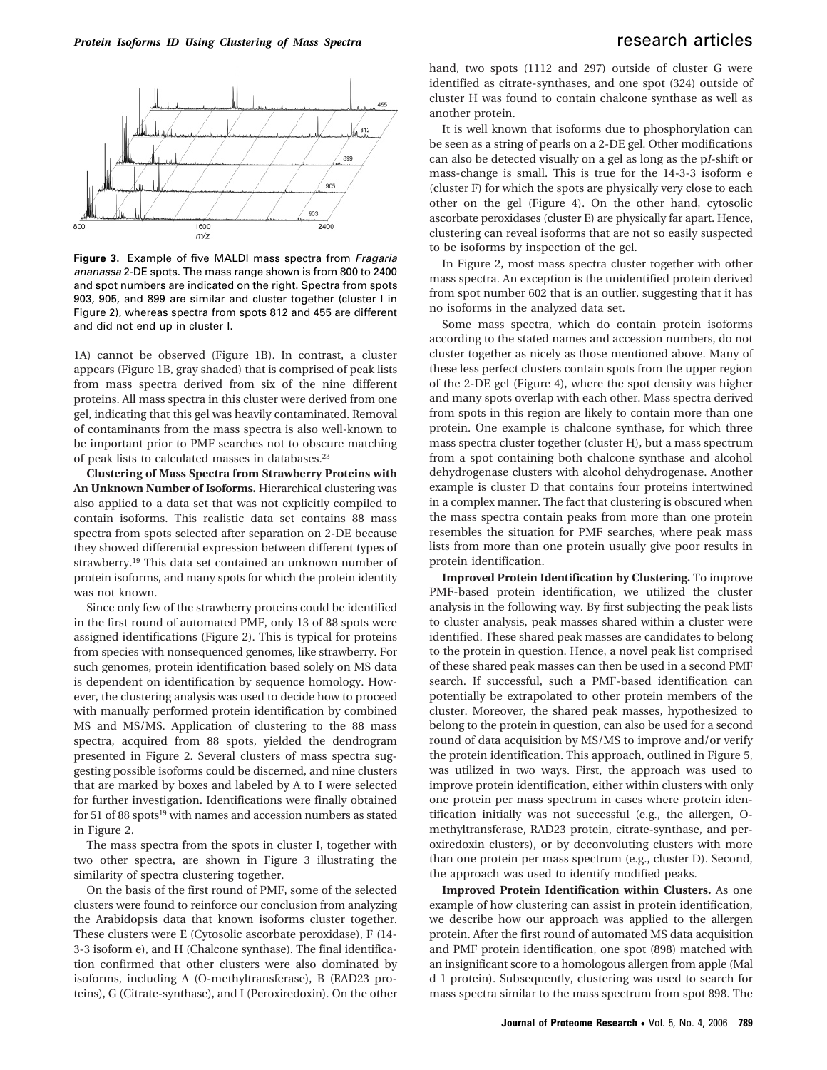**Figure 3.** Example of five MALDI mass spectra from *Fragaria ananassa* 2-DE spots. The mass range shown is from 800 to 2400 and spot numbers are indicated on the right. Spectra from spots 903, 905, and 899 are similar and cluster together (cluster I in Figure 2), whereas spectra from spots 812 and 455 are different and did not end up in cluster I.

1A) cannot be observed (Figure 1B). In contrast, a cluster appears (Figure 1B, gray shaded) that is comprised of peak lists from mass spectra derived from six of the nine different proteins. All mass spectra in this cluster were derived from one gel, indicating that this gel was heavily contaminated. Removal of contaminants from the mass spectra is also well-known to be important prior to PMF searches not to obscure matching of peak lists to calculated masses in databases.[23]

**Clustering of Mass Spectra from Strawberry Proteins with An Unknown Number of Isoforms.** Hierarchical clustering was also applied to a data set that was not explicitly compiled to contain isoforms. This realistic data set contains 88 mass spectra from spots selected after separation on 2-DE because they showed differential expression between different types of strawberry.[19] This data set contained an unknown number of protein isoforms, and many spots for which the protein identity was not known.

Since only few of the strawberry proteins could be identified in the first round of automated PMF, only 13 of 88 spots were assigned identifications (Figure 2). This is typical for proteins from species with nonsequenced genomes, like strawberry. For such genomes, protein identification based solely on MS data is dependent on identification by sequence homology. However, the clustering analysis was used to decide how to proceed with manually performed protein identification by combined MS and MS/MS. Application of clustering to the 88 mass spectra, acquired from 88 spots, yielded the dendrogram presented in Figure 2. Several clusters of mass spectra suggesting possible isoforms could be discerned, and nine clusters that are marked by boxes and labeled by A to I were selected for further investigation. Identifications were finally obtained for 51 of 88 spots[19] with names and accession numbers as stated in Figure 2.

The mass spectra from the spots in cluster I, together with two other spectra, are shown in Figure 3 illustrating the similarity of spectra clustering together.

On the basis of the first round of PMF, some of the selected clusters were found to reinforce our conclusion from analyzing the Arabidopsis data that known isoforms cluster together. These clusters were E (Cytosolic ascorbate peroxidase), F (14-3-3 isoform e), and H (Chalcone synthase). The final identification confirmed that other clusters were also dominated by isoforms, including A (O-methyltransferase), B (RAD23 proteins), G (Citrate-synthase), and I (Peroxiredoxin). On the other hand, two spots (1112 and 297) outside of cluster G were identified as citrate-synthases, and one spot (324) outside of cluster H was found to contain chalcone synthase as well as another protein.

It is well known that isoforms due to phosphorylation can be seen as a string of pearls on a 2-DE gel. Other modifications can also be detected visually on a gel as long as the p*I*-shift or mass-change is small. This is true for the 14-3-3 isoform e (cluster F) for which the spots are physically very close to each other on the gel (Figure 4). On the other hand, cytosolic ascorbate peroxidases (cluster E) are physically far apart. Hence, clustering can reveal isoforms that are not so easily suspected to be isoforms by inspection of the gel.

In Figure 2, most mass spectra cluster together with other mass spectra. An exception is the unidentified protein derived from spot number 602 that is an outlier, suggesting that it has no isoforms in the analyzed data set.

Some mass spectra, which do contain protein isoforms according to the stated names and accession numbers, do not cluster together as nicely as those mentioned above. Many of these less perfect clusters contain spots from the upper region of the 2-DE gel (Figure 4), where the spot density was higher and many spots overlap with each other. Mass spectra derived from spots in this region are likely to contain more than one protein. One example is chalcone synthase, for which three mass spectra cluster together (cluster H), but a mass spectrum from a spot containing both chalcone synthase and alcohol dehydrogenase clusters with alcohol dehydrogenase. Another example is cluster D that contains four proteins intertwined in a complex manner. The fact that clustering is obscured when the mass spectra contain peaks from more than one protein resembles the situation for PMF searches, where peak mass lists from more than one protein usually give poor results in protein identification.

**Improved Protein Identification by Clustering.** To improve PMF-based protein identification, we utilized the cluster analysis in the following way. By first subjecting the peak lists to cluster analysis, peak masses shared within a cluster were identified. These shared peak masses are candidates to belong to the protein in question. Hence, a novel peak list comprised of these shared peak masses can then be used in a second PMF search. If successful, such a PMF-based identification can potentially be extrapolated to other protein members of the cluster. Moreover, the shared peak masses, hypothesized to belong to the protein in question, can also be used for a second round of data acquisition by MS/MS to improve and/or verify the protein identification. This approach, outlined in Figure 5, was utilized in two ways. First, the approach was used to improve protein identification, either within clusters with only one protein per mass spectrum in cases where protein identification initially was not successful (e.g., the allergen, O-methyltransferase, RAD23 protein, citrate-synthase, and peroxiredoxin clusters), or by deconvoluting clusters with more than one protein per mass spectrum (e.g., cluster D). Second, the approach was used to identify modified peaks.

**Improved Protein Identification within Clusters.** As one example of how clustering can assist in protein identification, we describe how our approach was applied to the allergen protein. After the first round of automated MS data acquisition and PMF protein identification, one spot (898) matched with an insignificant score to a homologous allergen from apple (Mal d 1 protein). Subsequently, clustering was used to search for mass spectra similar to the mass spectrum from spot 898. The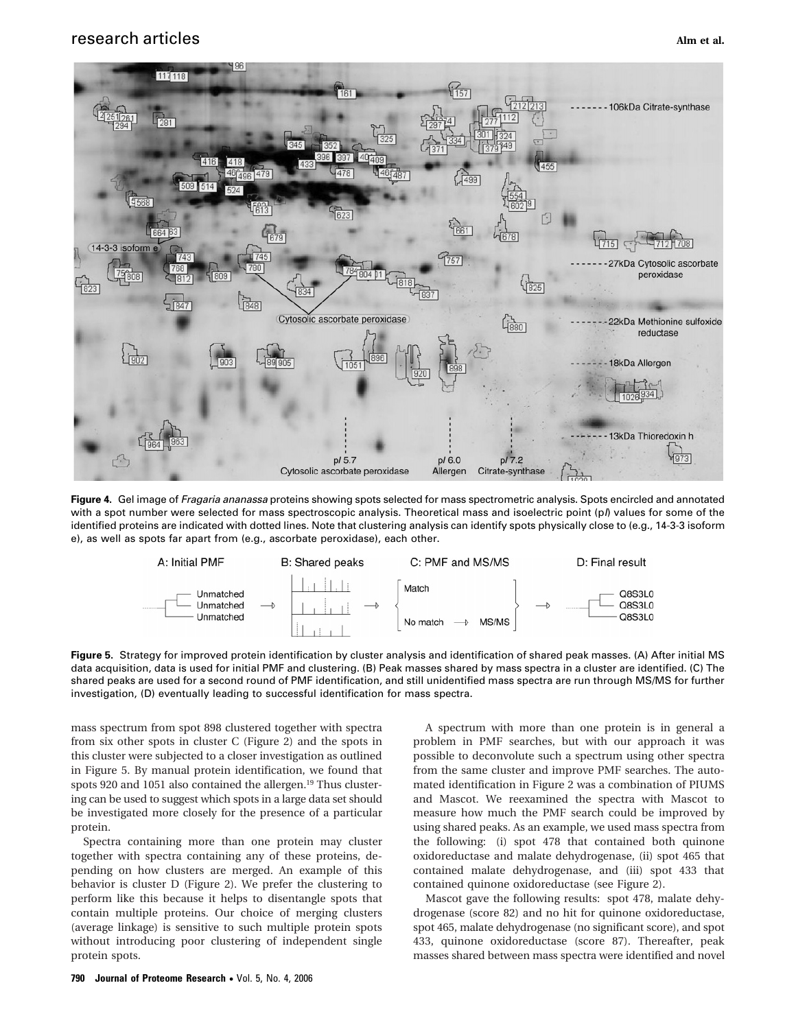**Figure 4.** Gel image of *Fragaria ananassa* proteins showing spots selected for mass spectrometric analysis. Spots encircled and annotated with a spot number were selected for mass spectroscopic analysis. Theoretical mass and isoelectric point (p*I*) values for some of the identified proteins are indicated with dotted lines. Note that clustering analysis can identify spots physically close to (e.g., 14-3-3 isoform e), as well as spots far apart from (e.g., ascorbate peroxidase), each other.

**Figure 5.** Strategy for improved protein identification by cluster analysis and identification of shared peak masses. (A) After initial MS data acquisition, data is used for initial PMF and clustering. (B) Peak masses shared by mass spectra in a cluster are identified. (C) The shared peaks are used for a second round of PMF identification, and still unidentified mass spectra are run through MS/MS for further investigation, (D) eventually leading to successful identification for mass spectra.

mass spectrum from spot 898 clustered together with spectra from six other spots in cluster C (Figure 2) and the spots in this cluster were subjected to a closer investigation as outlined in Figure 5. By manual protein identification, we found that spots 920 and 1051 also contained the allergen.[19] Thus clustering can be used to suggest which spots in a large data set should be investigated more closely for the presence of a particular protein.

Spectra containing more than one protein may cluster together with spectra containing any of these proteins, depending on how clusters are merged. An example of this behavior is cluster D (Figure 2). We prefer the clustering to perform like this because it helps to disentangle spots that contain multiple proteins. Our choice of merging clusters (average linkage) is sensitive to such multiple protein spots without introducing poor clustering of independent single protein spots.

A spectrum with more than one protein is in general a problem in PMF searches, but with our approach it was possible to deconvolute such a spectrum using other spectra from the same cluster and improve PMF searches. The automated identification in Figure 2 was a combination of PIUMS and Mascot. We reexamined the spectra with Mascot to measure how much the PMF search could be improved by using shared peaks. As an example, we used mass spectra from the following: (i) spot 478 that contained both quinone oxidoreductase and malate dehydrogenase, (ii) spot 465 that contained malate dehydrogenase, and (iii) spot 433 that contained quinone oxidoreductase (see Figure 2).

Mascot gave the following results: spot 478, malate dehydrogenase (score 82) and no hit for quinone oxidoreductase, spot 465, malate dehydrogenase (no significant score), and spot 433, quinone oxidoreductase (score 87). Thereafter, peak masses shared between mass spectra were identified and novel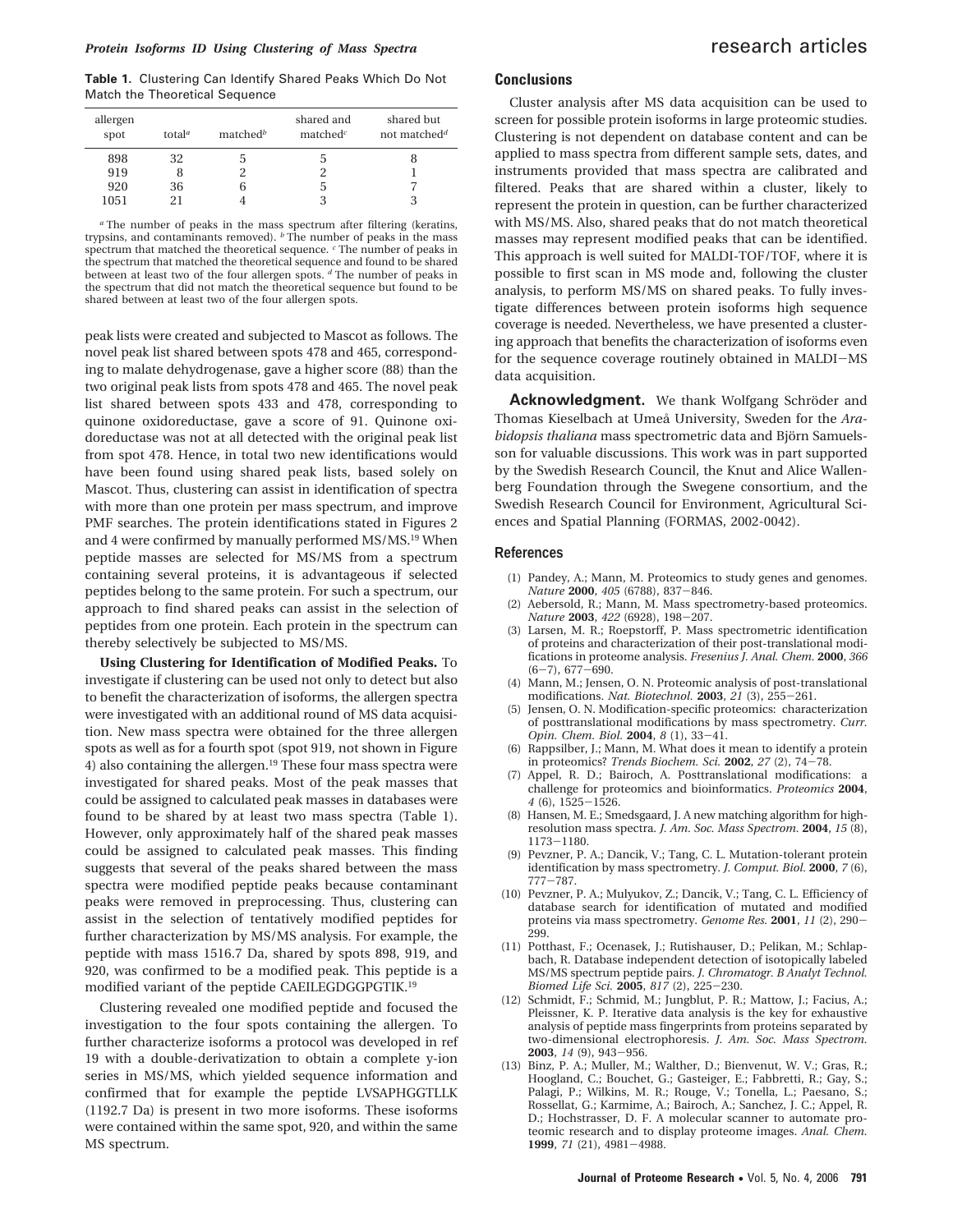**Table 1.** Clustering Can Identify Shared Peaks Which Do Not Match the Theoretical Sequence

| allergen spot | total[a] | matched[b] | shared and matched[c] | shared but not matched[d] |
|---|---|---|---|---|
| 898 | 32 | 5 | 5 | 8 |
| 919 | 8 | 2 | 2 | 1 |
| 920 | 36 | 6 | 5 | 7 |
| 1051 | 21 | 4 | 3 | 3 |

[a] The number of peaks in the mass spectrum after filtering (keratins, trypsins, and contaminants removed). [b] The number of peaks in the mass spectrum that matched the theoretical sequence. [c] The number of peaks in the spectrum that matched the theoretical sequence and found to be shared between at least two of the four allergen spots. [d] The number of peaks in the spectrum that did not match the theoretical sequence but found to be shared between at least two of the four allergen spots.

peak lists were created and subjected to Mascot as follows. The novel peak list shared between spots 478 and 465, corresponding to malate dehydrogenase, gave a higher score (88) than the two original peak lists from spots 478 and 465. The novel peak list shared between spots 433 and 478, corresponding to quinone oxidoreductase, gave a score of 91. Quinone oxidoreductase was not at all detected with the original peak list from spot 478. Hence, in total two new identifications would have been found using shared peak lists, based solely on Mascot. Thus, clustering can assist in identification of spectra with more than one protein per mass spectrum, and improve PMF searches. The protein identifications stated in Figures 2 and 4 were confirmed by manually performed MS/MS.[19] When peptide masses are selected for MS/MS from a spectrum containing several proteins, it is advantageous if selected peptides belong to the same protein. For such a spectrum, our approach to find shared peaks can assist in the selection of peptides from one protein. Each protein in the spectrum can thereby selectively be subjected to MS/MS.

**Using Clustering for Identification of Modified Peaks.** To investigate if clustering can be used not only to detect but also to benefit the characterization of isoforms, the allergen spectra were investigated with an additional round of MS data acquisition. New mass spectra were obtained for the three allergen spots as well as for a fourth spot (spot 919, not shown in Figure 4) also containing the allergen.[19] These four mass spectra were investigated for shared peaks. Most of the peak masses that could be assigned to calculated peak masses in databases were found to be shared by at least two mass spectra (Table 1). However, only approximately half of the shared peak masses could be assigned to calculated peak masses. This finding suggests that several of the peaks shared between the mass spectra were modified peptide peaks because contaminant peaks were removed in preprocessing. Thus, clustering can assist in the selection of tentatively modified peptides for further characterization by MS/MS analysis. For example, the peptide with mass 1516.7 Da, shared by spots 898, 919, and 920, was confirmed to be a modified peak. This peptide is a modified variant of the peptide CAEILEGDGGPGTIK.[19]

Clustering revealed one modified peptide and focused the investigation to the four spots containing the allergen. To further characterize isoforms a protocol was developed in ref 19 with a double-derivatization to obtain a complete y-ion series in MS/MS, which yielded sequence information and confirmed that for example the peptide LVSAPHGGTLLK (1192.7 Da) is present in two more isoforms. These isoforms were contained within the same spot, 920, and within the same MS spectrum.

## Conclusions

Cluster analysis after MS data acquisition can be used to screen for possible protein isoforms in large proteomic studies. Clustering is not dependent on database content and can be applied to mass spectra from different sample sets, dates, and instruments provided that mass spectra are calibrated and filtered. Peaks that are shared within a cluster, likely to represent the protein in question, can be further characterized with MS/MS. Also, shared peaks that do not match theoretical masses may represent modified peaks that can be identified. This approach is well suited for MALDI-TOF/TOF, where it is possible to first scan in MS mode and, following the cluster analysis, to perform MS/MS on shared peaks. To fully investigate differences between protein isoforms high sequence coverage is needed. Nevertheless, we have presented a clustering approach that benefits the characterization of isoforms even for the sequence coverage routinely obtained in MALDI−MS data acquisition.

**Acknowledgment.** We thank Wolfgang Schröder and Thomas Kieselbach at Umeå University, Sweden for the *Arabidopsis thaliana* mass spectrometric data and Björn Samuelsson for valuable discussions. This work was in part supported by the Swedish Research Council, the Knut and Alice Wallenberg Foundation through the Swegene consortium, and the Swedish Research Council for Environment, Agricultural Sciences and Spatial Planning (FORMAS, 2002-0042).

## References

(1) Pandey, A.; Mann, M. Proteomics to study genes and genomes. *Nature* **2000**, *405* (6788), 837−846.

(2) Aebersold, R.; Mann, M. Mass spectrometry-based proteomics. *Nature* **2003**, *422* (6928), 198−207.

(3) Larsen, M. R.; Roepstorff, P. Mass spectrometric identification of proteins and characterization of their post-translational modifications in proteome analysis. *Fresenius J. Anal. Chem.* **2000**, *366* (6−7), 677−690.

(4) Mann, M.; Jensen, O. N. Proteomic analysis of post-translational modifications. *Nat. Biotechnol.* **2003**, *21* (3), 255−261.

(5) Jensen, O. N. Modification-specific proteomics: characterization of posttranslational modifications by mass spectrometry. *Curr. Opin. Chem. Biol.* **2004**, *8* (1), 33−41.

(6) Rappsilber, J.; Mann, M. What does it mean to identify a protein in proteomics? *Trends Biochem. Sci.* **2002**, *27* (2), 74−78.

(7) Appel, R. D.; Bairoch, A. Posttranslational modifications: a challenge for proteomics and bioinformatics. *Proteomics* **2004**, *4* (6), 1525−1526.

(8) Hansen, M. E.; Smedsgaard, J. A new matching algorithm for high-resolution mass spectra. *J. Am. Soc. Mass Spectrom.* **2004**, *15* (8), 1173−1180.

(9) Pevzner, P. A.; Dancik, V.; Tang, C. L. Mutation-tolerant protein identification by mass spectrometry. *J. Comput. Biol.* **2000**, *7* (6), 777−787.

(10) Pevzner, P. A.; Mulyukov, Z.; Dancik, V.; Tang, C. L. Efficiency of database search for identification of mutated and modified proteins via mass spectrometry. *Genome Res.* **2001**, *11* (2), 290−299.

(11) Potthast, F.; Ocenasek, J.; Rutishauser, D.; Pelikan, M.; Schlapbach, R. Database independent detection of isotopically labeled MS/MS spectrum peptide pairs. *J. Chromatogr. B Analyt Technol. Biomed Life Sci.* **2005**, *817* (2), 225−230.

(12) Schmidt, F.; Schmid, M.; Jungblut, P. R.; Mattow, J.; Facius, A.; Pleissner, K. P. Iterative data analysis is the key for exhaustive analysis of peptide mass fingerprints from proteins separated by two-dimensional electrophoresis. *J. Am. Soc. Mass Spectrom.* **2003**, *14* (9), 943−956.

(13) Binz, P. A.; Muller, M.; Walther, D.; Bienvenut, W. V.; Gras, R.; Hoogland, C.; Bouchet, G.; Gasteiger, E.; Fabbretti, R.; Gay, S.; Palagi, P.; Wilkins, M. R.; Rouge, V.; Tonella, L.; Paesano, S.; Rossellat, G.; Karmime, A.; Bairoch, A.; Sanchez, J. C.; Appel, R. D.; Hochstrasser, D. F. A molecular scanner to automate proteomic research and to display proteome images. *Anal. Chem.* **1999**, *71* (21), 4981−4988.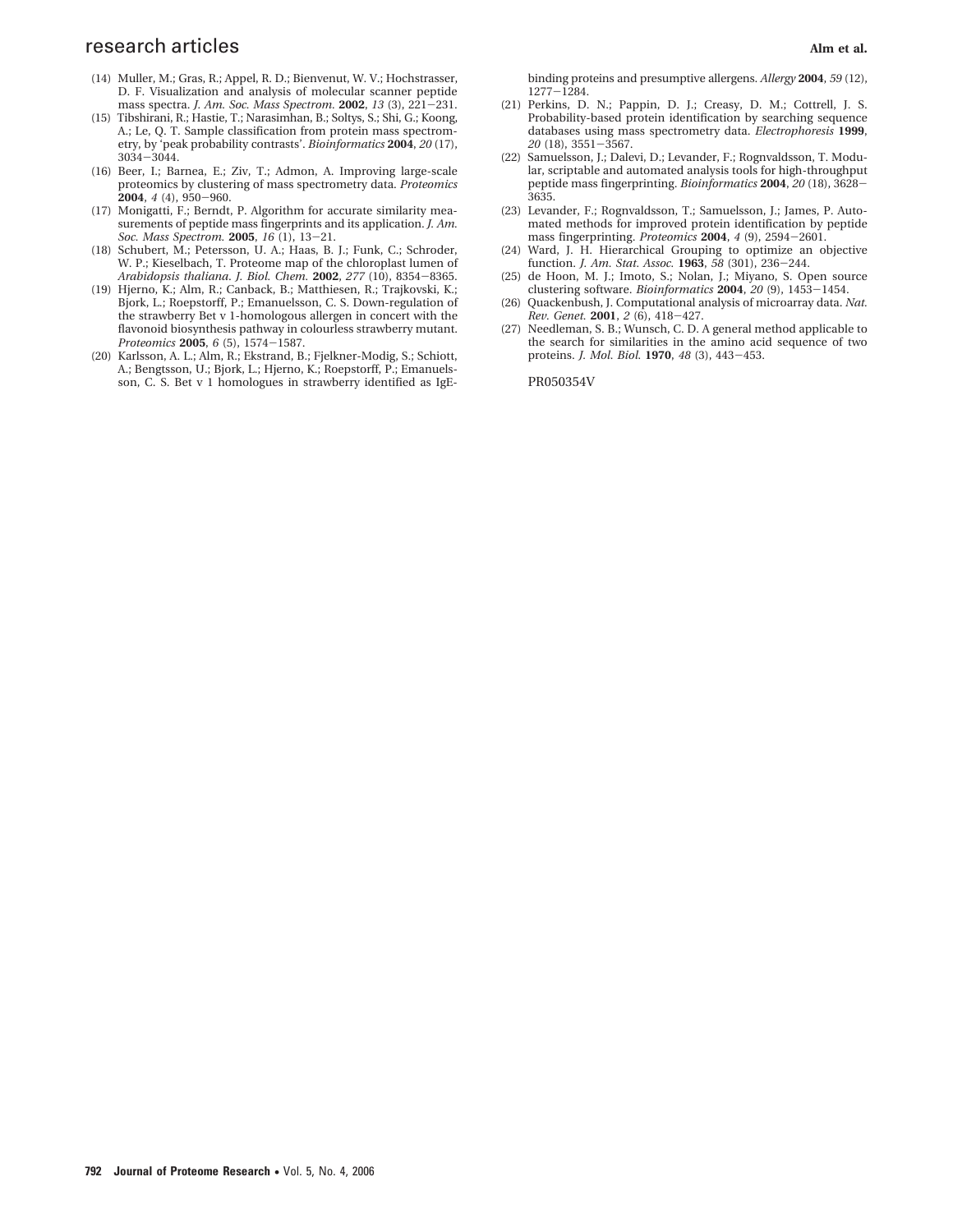(14) Muller, M.; Gras, R.; Appel, R. D.; Bienvenut, W. V.; Hochstrasser, D. F. Visualization and analysis of molecular scanner peptide mass spectra. *J. Am. Soc. Mass Spectrom.* **2002**, *13* (3), 221–231.

(15) Tibshirani, R.; Hastie, T.; Narasimhan, B.; Soltys, S.; Shi, G.; Koong, A.; Le, Q. T. Sample classification from protein mass spectrometry, by 'peak probability contrasts'. *Bioinformatics* **2004**, *20* (17), 3034–3044.

(16) Beer, I.; Barnea, E.; Ziv, T.; Admon, A. Improving large-scale proteomics by clustering of mass spectrometry data. *Proteomics* **2004**, *4* (4), 950–960.

(17) Monigatti, F.; Berndt, P. Algorithm for accurate similarity measurements of peptide mass fingerprints and its application. *J. Am. Soc. Mass Spectrom.* **2005**, *16* (1), 13–21.

(18) Schubert, M.; Petersson, U. A.; Haas, B. J.; Funk, C.; Schroder, W. P.; Kieselbach, T. Proteome map of the chloroplast lumen of *Arabidopsis thaliana*. *J. Biol. Chem.* **2002**, *277* (10), 8354–8365.

(19) Hjerno, K.; Alm, R.; Canback, B.; Matthiesen, R.; Trajkovski, K.; Bjork, L.; Roepstorff, P.; Emanuelsson, C. S. Down-regulation of the strawberry Bet v 1-homologous allergen in concert with the flavonoid biosynthesis pathway in colourless strawberry mutant. *Proteomics* **2005**, *6* (5), 1574–1587.

(20) Karlsson, A. L.; Alm, R.; Ekstrand, B.; Fjelkner-Modig, S.; Schiott, A.; Bengtsson, U.; Bjork, L.; Hjerno, K.; Roepstorff, P.; Emanuelsson, C. S. Bet v 1 homologues in strawberry identified as IgE-binding proteins and presumptive allergens. *Allergy* **2004**, *59* (12), 1277–1284.

(21) Perkins, D. N.; Pappin, D. J.; Creasy, D. M.; Cottrell, J. S. Probability-based protein identification by searching sequence databases using mass spectrometry data. *Electrophoresis* **1999**, *20* (18), 3551–3567.

(22) Samuelsson, J.; Dalevi, D.; Levander, F.; Rognvaldsson, T. Modular, scriptable and automated analysis tools for high-throughput peptide mass fingerprinting. *Bioinformatics* **2004**, *20* (18), 3628–3635.

(23) Levander, F.; Rognvaldsson, T.; Samuelsson, J.; James, P. Automated methods for improved protein identification by peptide mass fingerprinting. *Proteomics* **2004**, *4* (9), 2594–2601.

(24) Ward, J. H. Hierarchical Grouping to optimize an objective function. *J. Am. Stat. Assoc.* **1963**, *58* (301), 236–244.

(25) de Hoon, M. J.; Imoto, S.; Nolan, J.; Miyano, S. Open source clustering software. *Bioinformatics* **2004**, *20* (9), 1453–1454.

(26) Quackenbush, J. Computational analysis of microarray data. *Nat. Rev. Genet.* **2001**, *2* (6), 418–427.

(27) Needleman, S. B.; Wunsch, C. D. A general method applicable to the search for similarities in the amino acid sequence of two proteins. *J. Mol. Biol.* **1970**, *48* (3), 443–453.

PR050354V